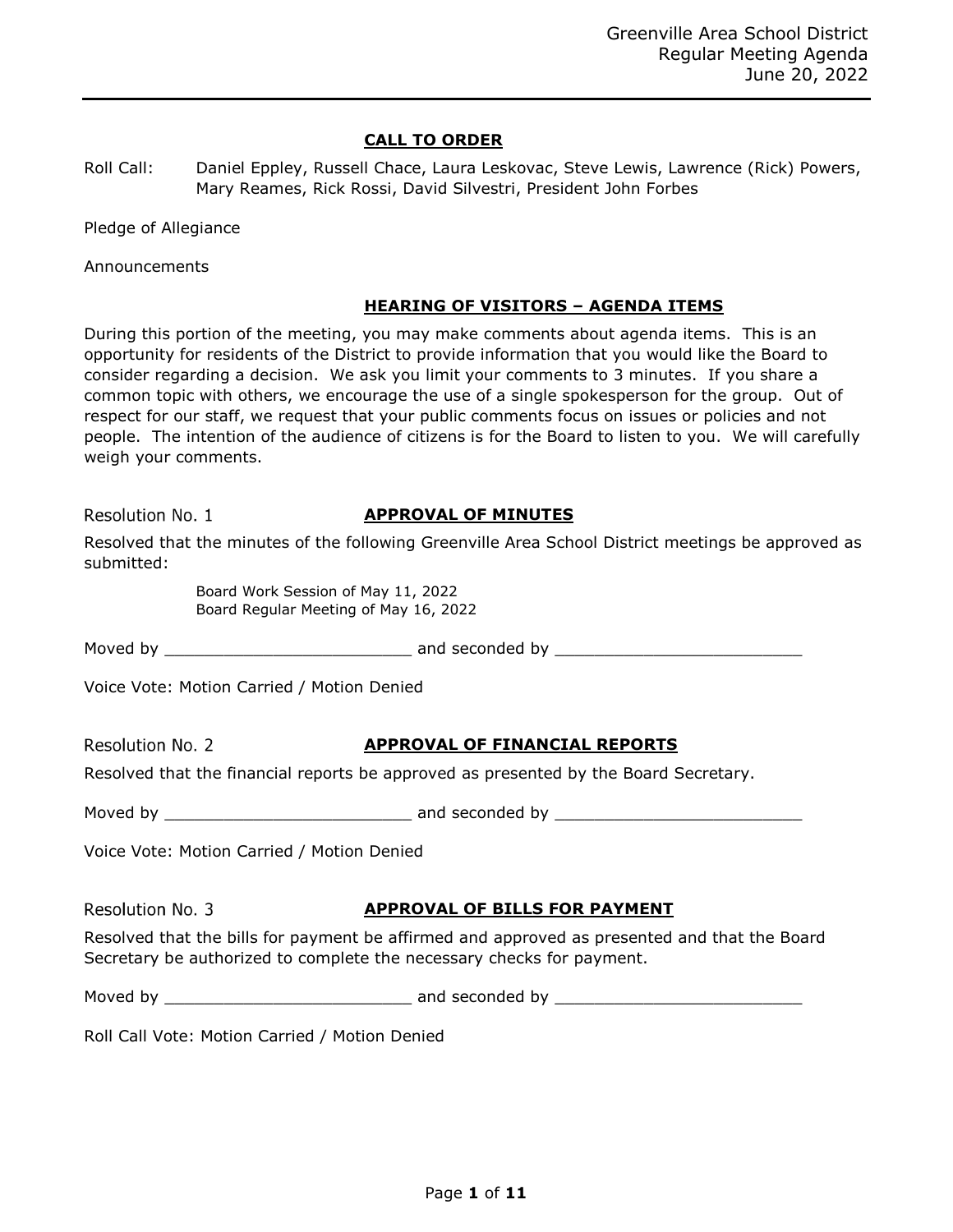## CALL TO ORDER

Roll Call: Daniel Eppley, Russell Chace, Laura Leskovac, Steve Lewis, Lawrence (Rick) Powers, Mary Reames, Rick Rossi, David Silvestri, President John Forbes

Pledge of Allegiance

Announcements

## HEARING OF VISITORS – AGENDA ITEMS

During this portion of the meeting, you may make comments about agenda items. This is an opportunity for residents of the District to provide information that you would like the Board to consider regarding a decision. We ask you limit your comments to 3 minutes. If you share a common topic with others, we encourage the use of a single spokesperson for the group. Out of respect for our staff, we request that your public comments focus on issues or policies and not people. The intention of the audience of citizens is for the Board to listen to you. We will carefully weigh your comments.

Resolution No. 1 **APPROVAL OF MINUTES**

Resolved that the minutes of the following Greenville Area School District meetings be approved as submitted:

Board Work Session of May 11, 2022
Board Regular Meeting of May 16, 2022

Moved by _________________________ and seconded by _________________________

Voice Vote: Motion Carried / Motion Denied

Resolution No. 2 **APPROVAL OF FINANCIAL REPORTS**

Resolved that the financial reports be approved as presented by the Board Secretary.

Moved by _________________________ and seconded by _________________________

Voice Vote: Motion Carried / Motion Denied

Resolution No. 3 **APPROVAL OF BILLS FOR PAYMENT**

Resolved that the bills for payment be affirmed and approved as presented and that the Board Secretary be authorized to complete the necessary checks for payment.

Moved by _________________________ and seconded by _________________________

Roll Call Vote: Motion Carried / Motion Denied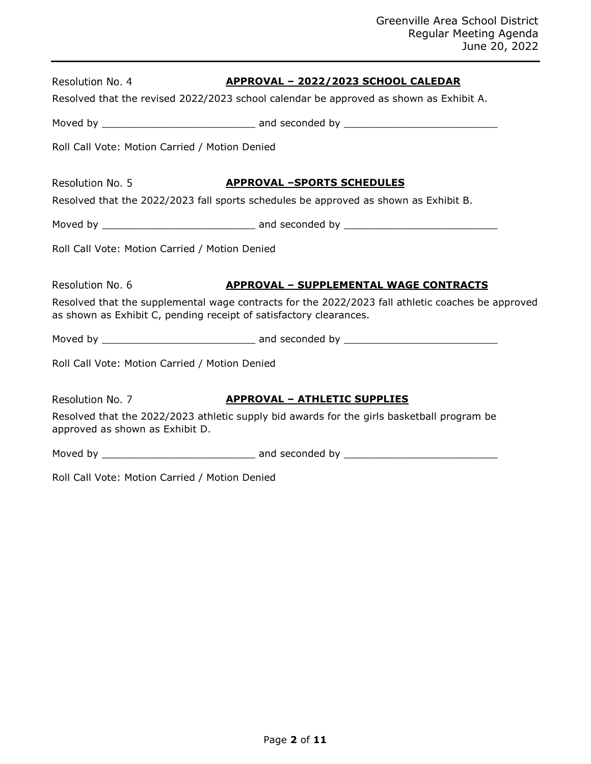Resolution No. 4 **APPROVAL – 2022/2023 SCHOOL CALEDAR**

Resolved that the revised 2022/2023 school calendar be approved as shown as Exhibit A.

Moved by __________________________ and seconded by __________________________

Roll Call Vote: Motion Carried / Motion Denied

Resolution No. 5 **APPROVAL –SPORTS SCHEDULES**

Resolved that the 2022/2023 fall sports schedules be approved as shown as Exhibit B.

Moved by __________________________ and seconded by __________________________

Roll Call Vote: Motion Carried / Motion Denied

Resolution No. 6 **APPROVAL – SUPPLEMENTAL WAGE CONTRACTS**

Resolved that the supplemental wage contracts for the 2022/2023 fall athletic coaches be approved as shown as Exhibit C, pending receipt of satisfactory clearances.

Moved by __________________________ and seconded by __________________________

Roll Call Vote: Motion Carried / Motion Denied

Resolution No. 7 **APPROVAL – ATHLETIC SUPPLIES**

Resolved that the 2022/2023 athletic supply bid awards for the girls basketball program be approved as shown as Exhibit D.

Moved by __________________________ and seconded by __________________________

Roll Call Vote: Motion Carried / Motion Denied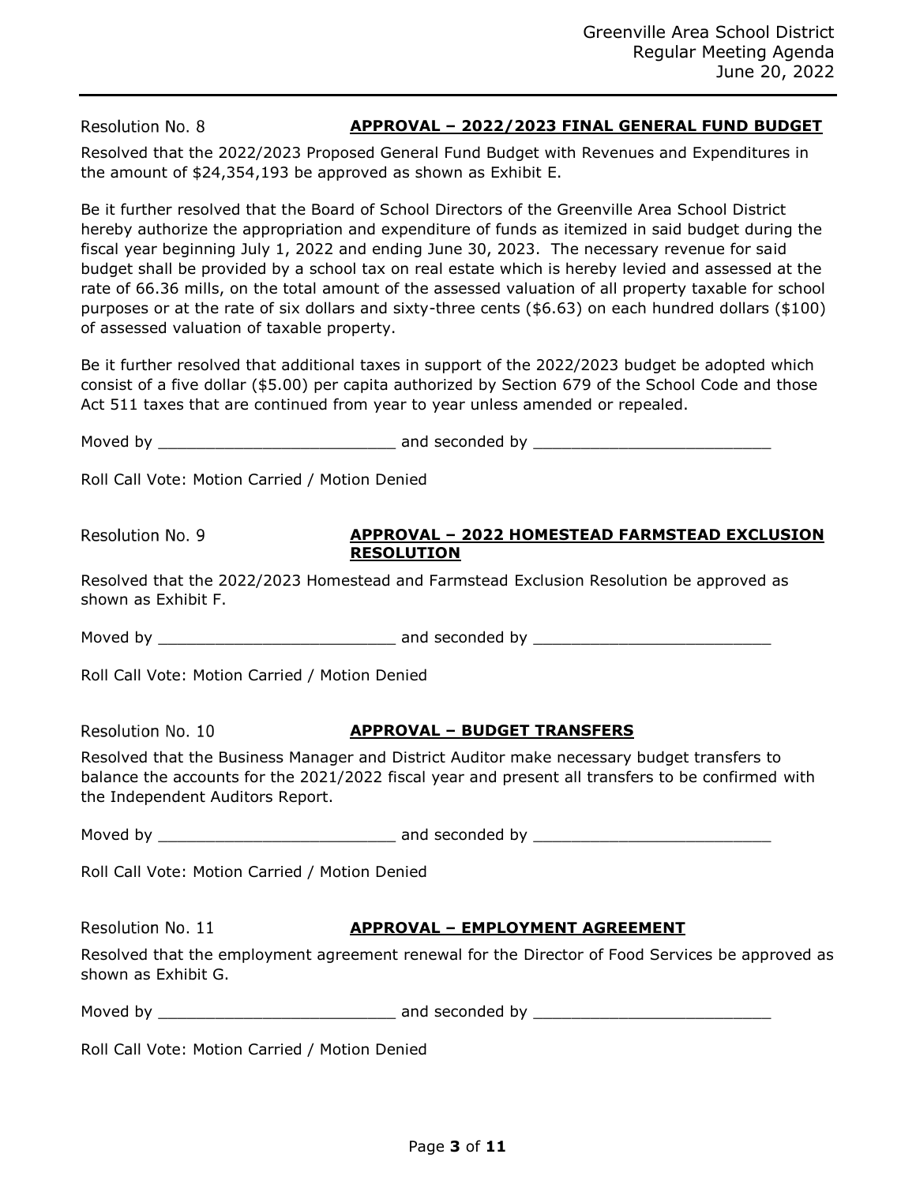Resolution No. 8 **APPROVAL – 2022/2023 FINAL GENERAL FUND BUDGET**

Resolved that the 2022/2023 Proposed General Fund Budget with Revenues and Expenditures in the amount of $24,354,193 be approved as shown as Exhibit E.

Be it further resolved that the Board of School Directors of the Greenville Area School District hereby authorize the appropriation and expenditure of funds as itemized in said budget during the fiscal year beginning July 1, 2022 and ending June 30, 2023. The necessary revenue for said budget shall be provided by a school tax on real estate which is hereby levied and assessed at the rate of 66.36 mills, on the total amount of the assessed valuation of all property taxable for school purposes or at the rate of six dollars and sixty-three cents ($6.63) on each hundred dollars ($100) of assessed valuation of taxable property.

Be it further resolved that additional taxes in support of the 2022/2023 budget be adopted which consist of a five dollar ($5.00) per capita authorized by Section 679 of the School Code and those Act 511 taxes that are continued from year to year unless amended or repealed.

Moved by _________________________ and seconded by _________________________

Roll Call Vote: Motion Carried / Motion Denied

Resolution No. 9 **APPROVAL – 2022 HOMESTEAD FARMSTEAD EXCLUSION RESOLUTION**

Resolved that the 2022/2023 Homestead and Farmstead Exclusion Resolution be approved as shown as Exhibit F.

Moved by _________________________ and seconded by _________________________

Roll Call Vote: Motion Carried / Motion Denied

Resolution No. 10 **APPROVAL – BUDGET TRANSFERS**

Resolved that the Business Manager and District Auditor make necessary budget transfers to balance the accounts for the 2021/2022 fiscal year and present all transfers to be confirmed with the Independent Auditors Report.

Moved by _________________________ and seconded by _________________________

Roll Call Vote: Motion Carried / Motion Denied

Resolution No. 11 **APPROVAL – EMPLOYMENT AGREEMENT**

Resolved that the employment agreement renewal for the Director of Food Services be approved as shown as Exhibit G.

Moved by _________________________ and seconded by _________________________

Roll Call Vote: Motion Carried / Motion Denied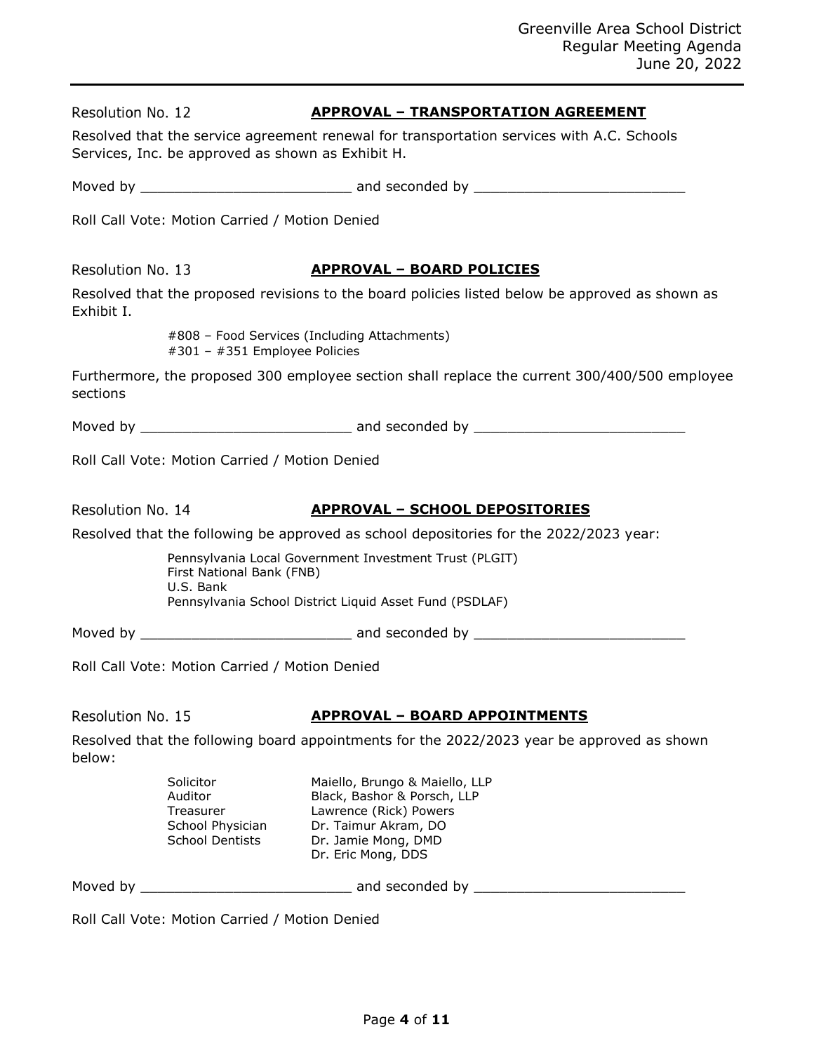Resolution No. 12 **APPROVAL – TRANSPORTATION AGREEMENT**

Resolved that the service agreement renewal for transportation services with A.C. Schools Services, Inc. be approved as shown as Exhibit H.

Moved by _________________________ and seconded by _________________________

Roll Call Vote: Motion Carried / Motion Denied

Resolution No. 13 **APPROVAL – BOARD POLICIES**

Resolved that the proposed revisions to the board policies listed below be approved as shown as Exhibit I.

#808 – Food Services (Including Attachments)
#301 – #351 Employee Policies

Furthermore, the proposed 300 employee section shall replace the current 300/400/500 employee sections

Moved by _________________________ and seconded by _________________________

Roll Call Vote: Motion Carried / Motion Denied

Resolution No. 14 **APPROVAL – SCHOOL DEPOSITORIES**

Resolved that the following be approved as school depositories for the 2022/2023 year:

Pennsylvania Local Government Investment Trust (PLGIT)
First National Bank (FNB)
U.S. Bank
Pennsylvania School District Liquid Asset Fund (PSDLAF)

Moved by _________________________ and seconded by _________________________

Roll Call Vote: Motion Carried / Motion Denied

Resolution No. 15 **APPROVAL – BOARD APPOINTMENTS**

Resolved that the following board appointments for the 2022/2023 year be approved as shown below:

| | |
|---|---|
| Solicitor | Maiello, Brungo & Maiello, LLP |
| Auditor | Black, Bashor & Porsch, LLP |
| Treasurer | Lawrence (Rick) Powers |
| School Physician | Dr. Taimur Akram, DO |
| School Dentists | Dr. Jamie Mong, DMD |
| | Dr. Eric Mong, DDS |

Moved by _________________________ and seconded by _________________________

Roll Call Vote: Motion Carried / Motion Denied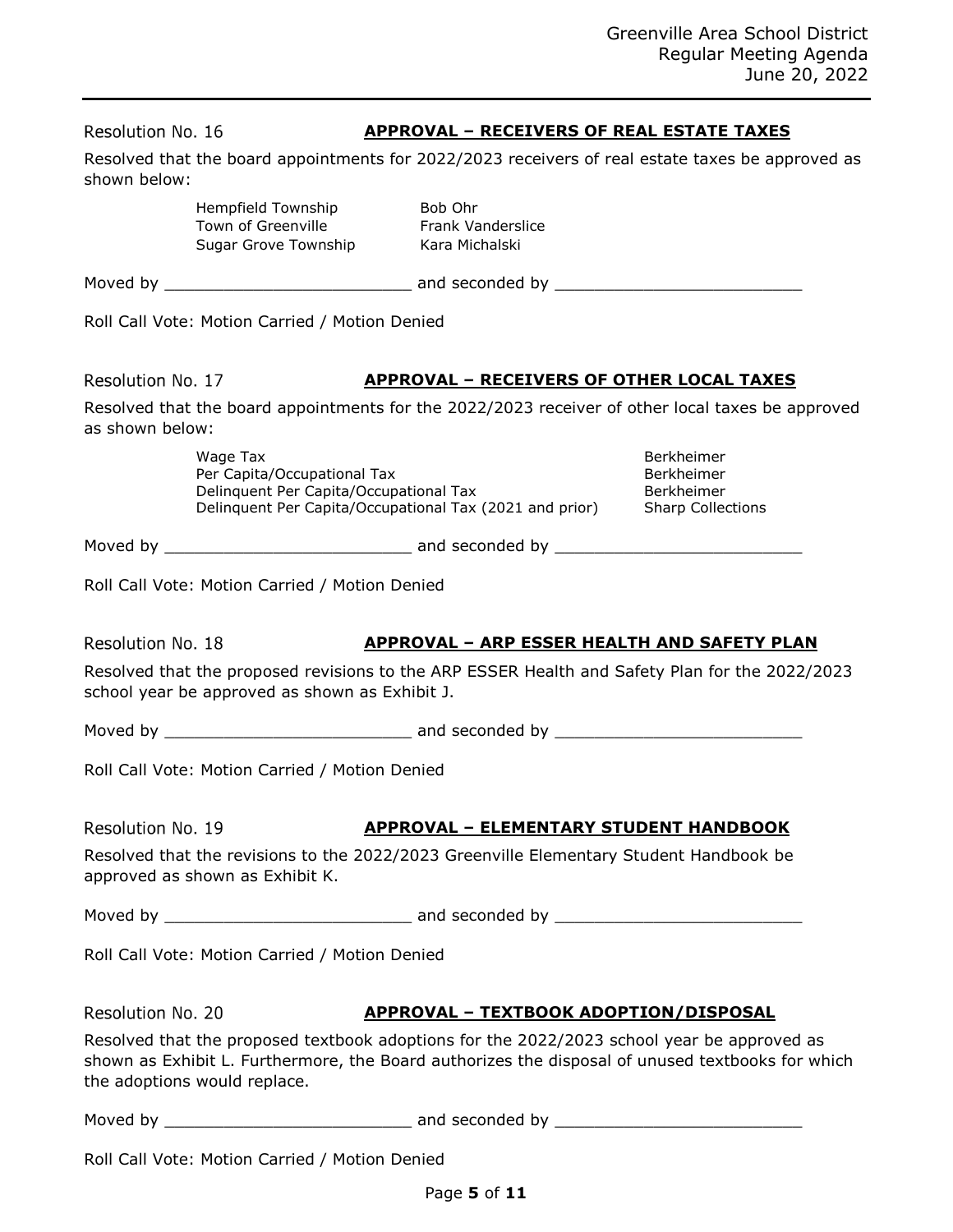Resolution No. 16 **APPROVAL – RECEIVERS OF REAL ESTATE TAXES**

Resolved that the board appointments for 2022/2023 receivers of real estate taxes be approved as shown below:

| | |
|---|---|
| Hempfield Township | Bob Ohr |
| Town of Greenville | Frank Vanderslice |
| Sugar Grove Township | Kara Michalski |

Moved by _________________________ and seconded by _________________________

Roll Call Vote: Motion Carried / Motion Denied

Resolution No. 17 **APPROVAL – RECEIVERS OF OTHER LOCAL TAXES**

Resolved that the board appointments for the 2022/2023 receiver of other local taxes be approved as shown below:

| | |
|---|---|
| Wage Tax | Berkheimer |
| Per Capita/Occupational Tax | Berkheimer |
| Delinquent Per Capita/Occupational Tax | Berkheimer |
| Delinquent Per Capita/Occupational Tax (2021 and prior) | Sharp Collections |

Moved by _________________________ and seconded by _________________________

Roll Call Vote: Motion Carried / Motion Denied

Resolution No. 18 **APPROVAL – ARP ESSER HEALTH AND SAFETY PLAN**

Resolved that the proposed revisions to the ARP ESSER Health and Safety Plan for the 2022/2023 school year be approved as shown as Exhibit J.

Moved by _________________________ and seconded by _________________________

Roll Call Vote: Motion Carried / Motion Denied

Resolution No. 19 **APPROVAL – ELEMENTARY STUDENT HANDBOOK**

Resolved that the revisions to the 2022/2023 Greenville Elementary Student Handbook be approved as shown as Exhibit K.

Moved by _________________________ and seconded by _________________________

Roll Call Vote: Motion Carried / Motion Denied

Resolution No. 20 **APPROVAL – TEXTBOOK ADOPTION/DISPOSAL**

Resolved that the proposed textbook adoptions for the 2022/2023 school year be approved as shown as Exhibit L. Furthermore, the Board authorizes the disposal of unused textbooks for which the adoptions would replace.

Moved by _________________________ and seconded by _________________________

Roll Call Vote: Motion Carried / Motion Denied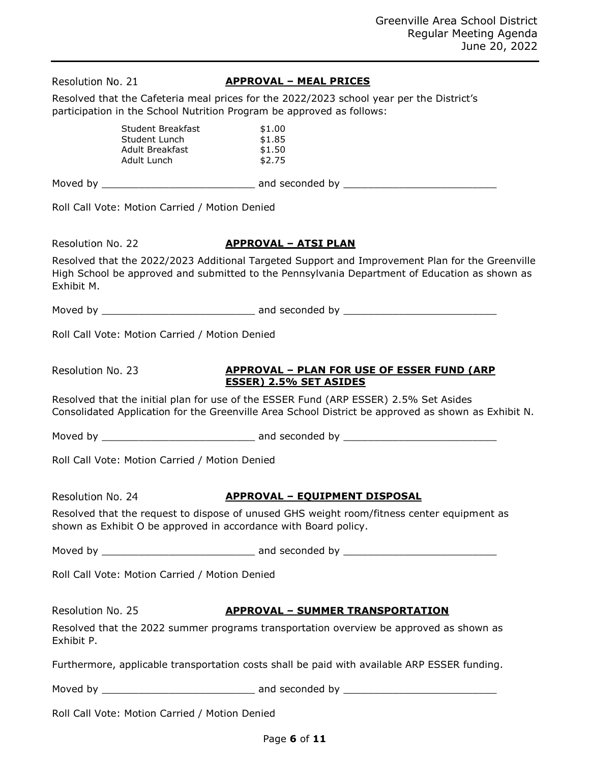Resolution No. 21 **APPROVAL – MEAL PRICES**

Resolved that the Cafeteria meal prices for the 2022/2023 school year per the District's participation in the School Nutrition Program be approved as follows:

| | |
|---|---|
| Student Breakfast | $1.00 |
| Student Lunch | $1.85 |
| Adult Breakfast | $1.50 |
| Adult Lunch | $2.75 |

Moved by _________________________ and seconded by _________________________

Roll Call Vote: Motion Carried / Motion Denied

Resolution No. 22 **APPROVAL – ATSI PLAN**

Resolved that the 2022/2023 Additional Targeted Support and Improvement Plan for the Greenville High School be approved and submitted to the Pennsylvania Department of Education as shown as Exhibit M.

Moved by _________________________ and seconded by _________________________

Roll Call Vote: Motion Carried / Motion Denied

Resolution No. 23 **APPROVAL – PLAN FOR USE OF ESSER FUND (ARP ESSER) 2.5% SET ASIDES**

Resolved that the initial plan for use of the ESSER Fund (ARP ESSER) 2.5% Set Asides Consolidated Application for the Greenville Area School District be approved as shown as Exhibit N.

Moved by _________________________ and seconded by _________________________

Roll Call Vote: Motion Carried / Motion Denied

Resolution No. 24 **APPROVAL – EQUIPMENT DISPOSAL**

Resolved that the request to dispose of unused GHS weight room/fitness center equipment as shown as Exhibit O be approved in accordance with Board policy.

Moved by _________________________ and seconded by _________________________

Roll Call Vote: Motion Carried / Motion Denied

Resolution No. 25 **APPROVAL – SUMMER TRANSPORTATION**

Resolved that the 2022 summer programs transportation overview be approved as shown as Exhibit P.

Furthermore, applicable transportation costs shall be paid with available ARP ESSER funding.

Moved by _________________________ and seconded by _________________________

Roll Call Vote: Motion Carried / Motion Denied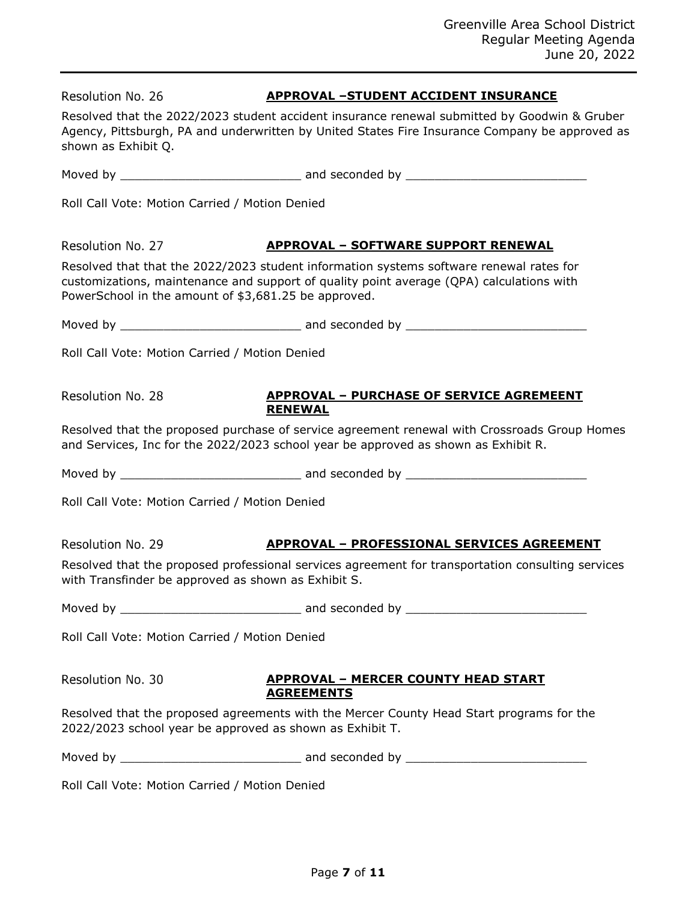Resolution No. 26 **APPROVAL –STUDENT ACCIDENT INSURANCE**

Resolved that the 2022/2023 student accident insurance renewal submitted by Goodwin & Gruber Agency, Pittsburgh, PA and underwritten by United States Fire Insurance Company be approved as shown as Exhibit Q.

Moved by _________________________ and seconded by _________________________

Roll Call Vote: Motion Carried / Motion Denied

Resolution No. 27 **APPROVAL – SOFTWARE SUPPORT RENEWAL**

Resolved that that the 2022/2023 student information systems software renewal rates for customizations, maintenance and support of quality point average (QPA) calculations with PowerSchool in the amount of $3,681.25 be approved.

Moved by _________________________ and seconded by _________________________

Roll Call Vote: Motion Carried / Motion Denied

Resolution No. 28 **APPROVAL – PURCHASE OF SERVICE AGREMEENT RENEWAL**

Resolved that the proposed purchase of service agreement renewal with Crossroads Group Homes and Services, Inc for the 2022/2023 school year be approved as shown as Exhibit R.

Moved by _________________________ and seconded by _________________________

Roll Call Vote: Motion Carried / Motion Denied

Resolution No. 29 **APPROVAL – PROFESSIONAL SERVICES AGREEMENT**

Resolved that the proposed professional services agreement for transportation consulting services with Transfinder be approved as shown as Exhibit S.

Moved by _________________________ and seconded by _________________________

Roll Call Vote: Motion Carried / Motion Denied

Resolution No. 30 **APPROVAL – MERCER COUNTY HEAD START AGREEMENTS**

Resolved that the proposed agreements with the Mercer County Head Start programs for the 2022/2023 school year be approved as shown as Exhibit T.

Moved by _________________________ and seconded by _________________________

Roll Call Vote: Motion Carried / Motion Denied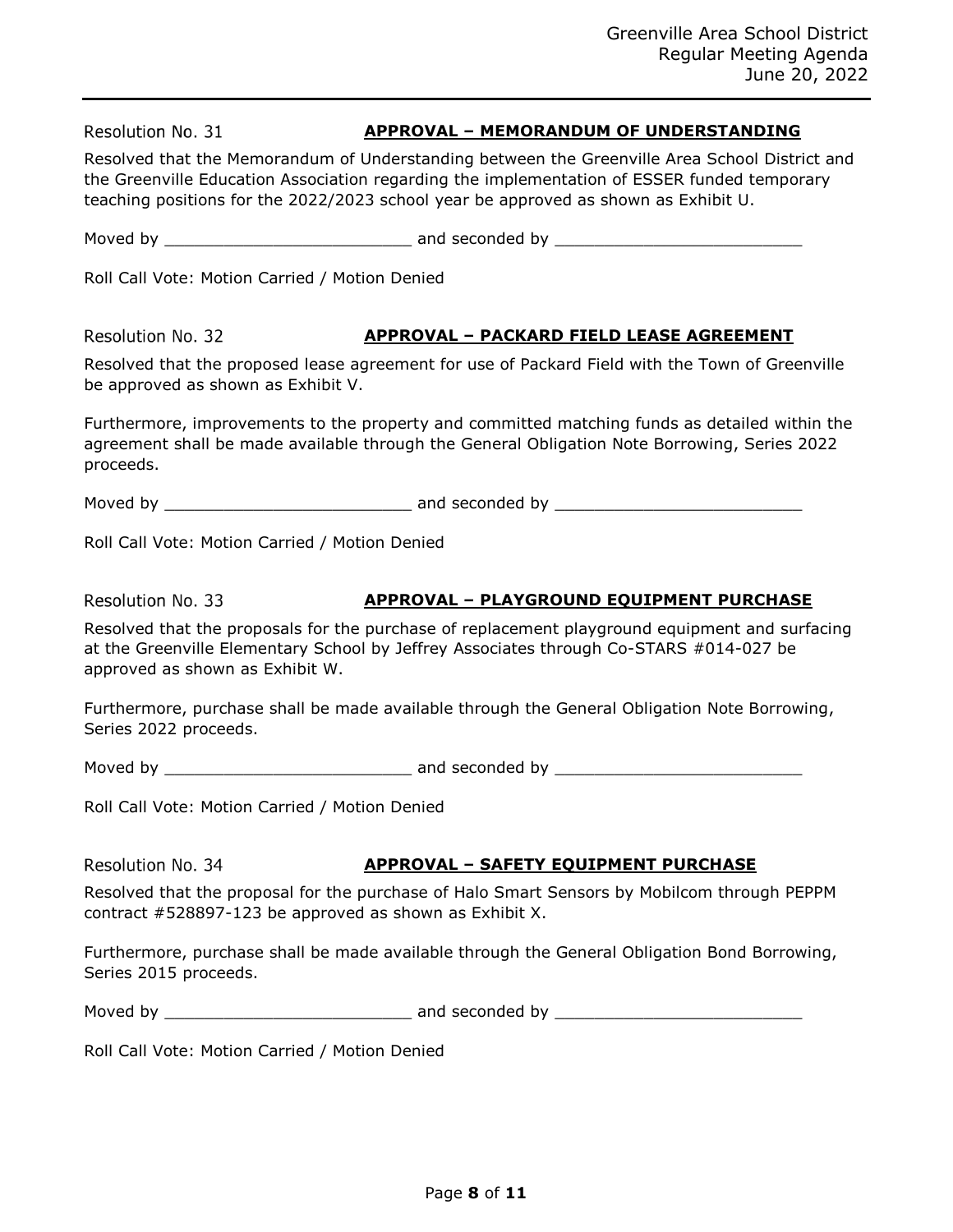Resolution No. 31 **APPROVAL – MEMORANDUM OF UNDERSTANDING**

Resolved that the Memorandum of Understanding between the Greenville Area School District and the Greenville Education Association regarding the implementation of ESSER funded temporary teaching positions for the 2022/2023 school year be approved as shown as Exhibit U.

Moved by _________________________ and seconded by _________________________

Roll Call Vote: Motion Carried / Motion Denied

Resolution No. 32 **APPROVAL – PACKARD FIELD LEASE AGREEMENT**

Resolved that the proposed lease agreement for use of Packard Field with the Town of Greenville be approved as shown as Exhibit V.

Furthermore, improvements to the property and committed matching funds as detailed within the agreement shall be made available through the General Obligation Note Borrowing, Series 2022 proceeds.

Moved by _________________________ and seconded by _________________________

Roll Call Vote: Motion Carried / Motion Denied

Resolution No. 33 **APPROVAL – PLAYGROUND EQUIPMENT PURCHASE**

Resolved that the proposals for the purchase of replacement playground equipment and surfacing at the Greenville Elementary School by Jeffrey Associates through Co-STARS #014-027 be approved as shown as Exhibit W.

Furthermore, purchase shall be made available through the General Obligation Note Borrowing, Series 2022 proceeds.

Moved by _________________________ and seconded by _________________________

Roll Call Vote: Motion Carried / Motion Denied

Resolution No. 34 **APPROVAL – SAFETY EQUIPMENT PURCHASE**

Resolved that the proposal for the purchase of Halo Smart Sensors by Mobilcom through PEPPM contract #528897-123 be approved as shown as Exhibit X.

Furthermore, purchase shall be made available through the General Obligation Bond Borrowing, Series 2015 proceeds.

Moved by _________________________ and seconded by _________________________

Roll Call Vote: Motion Carried / Motion Denied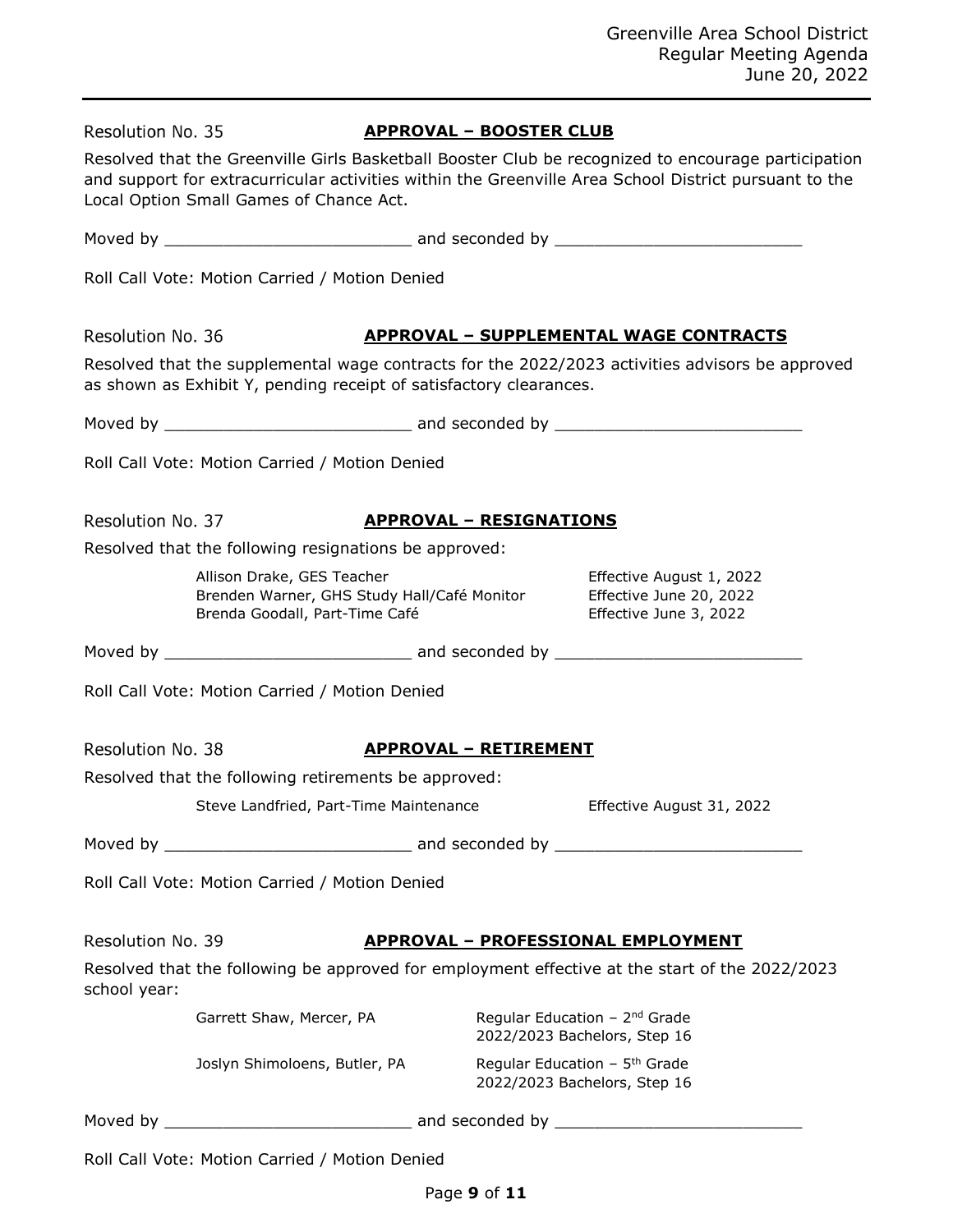Resolution No. 35 **APPROVAL – BOOSTER CLUB**

Resolved that the Greenville Girls Basketball Booster Club be recognized to encourage participation and support for extracurricular activities within the Greenville Area School District pursuant to the Local Option Small Games of Chance Act.

Moved by _________________________ and seconded by _________________________

Roll Call Vote: Motion Carried / Motion Denied

Resolution No. 36 **APPROVAL – SUPPLEMENTAL WAGE CONTRACTS**

Resolved that the supplemental wage contracts for the 2022/2023 activities advisors be approved as shown as Exhibit Y, pending receipt of satisfactory clearances.

Moved by _________________________ and seconded by _________________________

Roll Call Vote: Motion Carried / Motion Denied

Resolution No. 37 **APPROVAL – RESIGNATIONS**

Resolved that the following resignations be approved:

| | |
|---|---|
| Allison Drake, GES Teacher | Effective August 1, 2022 |
| Brenden Warner, GHS Study Hall/Café Monitor | Effective June 20, 2022 |
| Brenda Goodall, Part-Time Café | Effective June 3, 2022 |

Moved by _________________________ and seconded by _________________________

Roll Call Vote: Motion Carried / Motion Denied

Resolution No. 38 **APPROVAL – RETIREMENT**

Resolved that the following retirements be approved:

| | |
|---|---|
| Steve Landfried, Part-Time Maintenance | Effective August 31, 2022 |

Moved by _________________________ and seconded by _________________________

Roll Call Vote: Motion Carried / Motion Denied

Resolution No. 39 **APPROVAL – PROFESSIONAL EMPLOYMENT**

Resolved that the following be approved for employment effective at the start of the 2022/2023 school year:

| | |
|---|---|
| Garrett Shaw, Mercer, PA | Regular Education – 2nd Grade<br>2022/2023 Bachelors, Step 16 |
| Joslyn Shimoloens, Butler, PA | Regular Education – 5th Grade<br>2022/2023 Bachelors, Step 16 |

Moved by _________________________ and seconded by _________________________

Roll Call Vote: Motion Carried / Motion Denied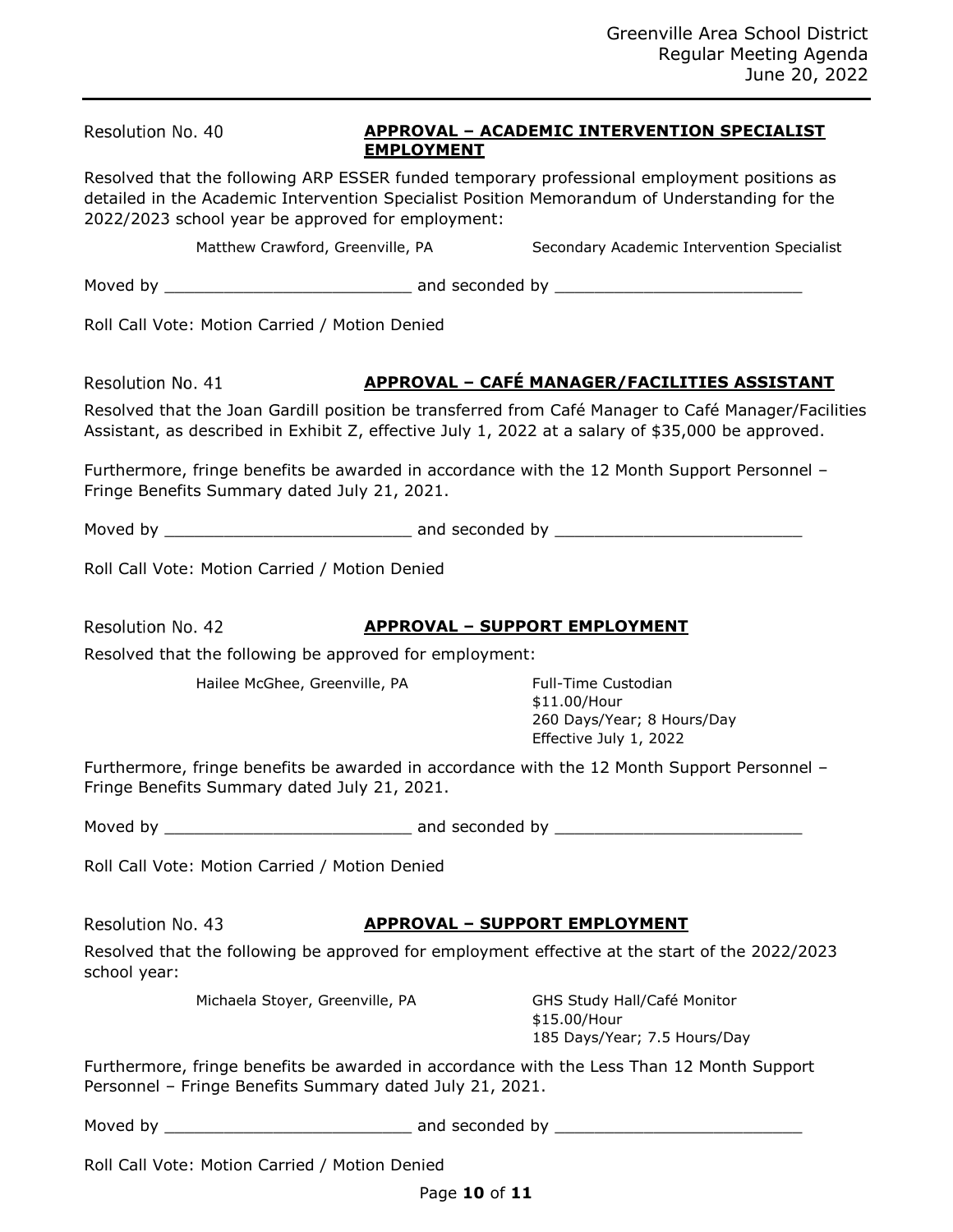Resolution No. 40 **APPROVAL – ACADEMIC INTERVENTION SPECIALIST EMPLOYMENT**

Resolved that the following ARP ESSER funded temporary professional employment positions as detailed in the Academic Intervention Specialist Position Memorandum of Understanding for the 2022/2023 school year be approved for employment:

| | |
|---|---|
| Matthew Crawford, Greenville, PA | Secondary Academic Intervention Specialist |

Moved by _________________________ and seconded by _________________________

Roll Call Vote: Motion Carried / Motion Denied

Resolution No. 41 **APPROVAL – CAFÉ MANAGER/FACILITIES ASSISTANT**

Resolved that the Joan Gardill position be transferred from Café Manager to Café Manager/Facilities Assistant, as described in Exhibit Z, effective July 1, 2022 at a salary of $35,000 be approved.

Furthermore, fringe benefits be awarded in accordance with the 12 Month Support Personnel – Fringe Benefits Summary dated July 21, 2021.

Moved by _________________________ and seconded by _________________________

Roll Call Vote: Motion Carried / Motion Denied

Resolution No. 42 **APPROVAL – SUPPORT EMPLOYMENT**

Resolved that the following be approved for employment:

| | |
|---|---|
| Hailee McGhee, Greenville, PA | Full-Time Custodian<br>$11.00/Hour<br>260 Days/Year; 8 Hours/Day<br>Effective July 1, 2022 |

Furthermore, fringe benefits be awarded in accordance with the 12 Month Support Personnel – Fringe Benefits Summary dated July 21, 2021.

Moved by _________________________ and seconded by _________________________

Roll Call Vote: Motion Carried / Motion Denied

Resolution No. 43 **APPROVAL – SUPPORT EMPLOYMENT**

Resolved that the following be approved for employment effective at the start of the 2022/2023 school year:

| | |
|---|---|
| Michaela Stoyer, Greenville, PA | GHS Study Hall/Café Monitor<br>$15.00/Hour<br>185 Days/Year; 7.5 Hours/Day |

Furthermore, fringe benefits be awarded in accordance with the Less Than 12 Month Support Personnel – Fringe Benefits Summary dated July 21, 2021.

Moved by _________________________ and seconded by _________________________

Roll Call Vote: Motion Carried / Motion Denied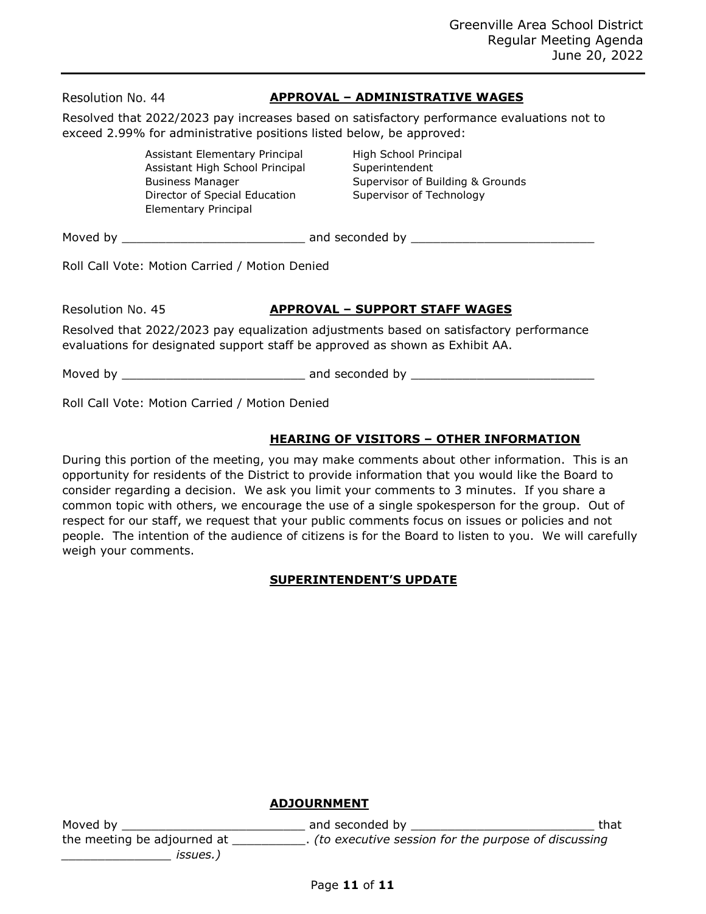Resolution No. 44 **APPROVAL – ADMINISTRATIVE WAGES**

Resolved that 2022/2023 pay increases based on satisfactory performance evaluations not to exceed 2.99% for administrative positions listed below, be approved:

- Assistant Elementary Principal
- Assistant High School Principal
- Business Manager
- Director of Special Education
- Elementary Principal
- High School Principal
- Superintendent
- Supervisor of Building & Grounds
- Supervisor of Technology

Moved by _________________________ and seconded by _________________________

Roll Call Vote: Motion Carried / Motion Denied

Resolution No. 45 **APPROVAL – SUPPORT STAFF WAGES**

Resolved that 2022/2023 pay equalization adjustments based on satisfactory performance evaluations for designated support staff be approved as shown as Exhibit AA.

Moved by _________________________ and seconded by _________________________

Roll Call Vote: Motion Carried / Motion Denied

## HEARING OF VISITORS – OTHER INFORMATION

During this portion of the meeting, you may make comments about other information. This is an opportunity for residents of the District to provide information that you would like the Board to consider regarding a decision. We ask you limit your comments to 3 minutes. If you share a common topic with others, we encourage the use of a single spokesperson for the group. Out of respect for our staff, we request that your public comments focus on issues or policies and not people. The intention of the audience of citizens is for the Board to listen to you. We will carefully weigh your comments.

## SUPERINTENDENT'S UPDATE

## ADJOURNMENT

Moved by _________________________ and seconded by _________________________ that the meeting be adjourned at __________. *(to executive session for the purpose of discussing _______________ issues.)*